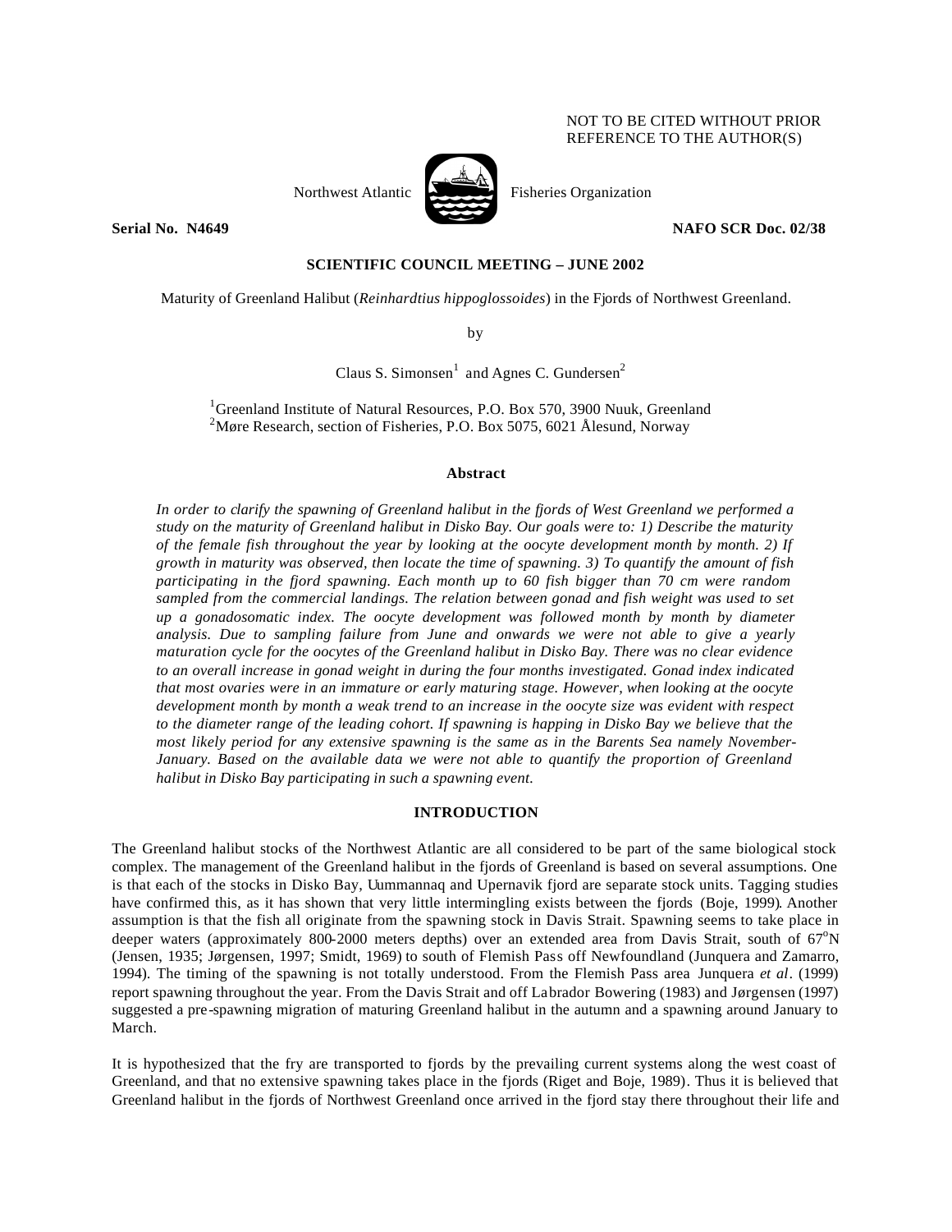NOT TO BE CITED WITHOUT PRIOR REFERENCE TO THE AUTHOR(S)

Northwest Atlantic Fisheries Organization

**Serial No. N4649** **NAFO SCR Doc. 02/38**

**SCIENTIFIC COUNCIL MEETING – JUNE 2002**

Maturity of Greenland Halibut (*Reinhardtius hippoglossoides*) in the Fjords of Northwest Greenland.

by

Claus S. Simonsen[1] and Agnes C. Gundersen[2]

[1]Greenland Institute of Natural Resources, P.O. Box 570, 3900 Nuuk, Greenland
[2]Møre Research, section of Fisheries, P.O. Box 5075, 6021 Ålesund, Norway

## Abstract

*In order to clarify the spawning of Greenland halibut in the fjords of West Greenland we performed a study on the maturity of Greenland halibut in Disko Bay. Our goals were to: 1) Describe the maturity of the female fish throughout the year by looking at the oocyte development month by month. 2) If growth in maturity was observed, then locate the time of spawning. 3) To quantify the amount of fish participating in the fjord spawning. Each month up to 60 fish bigger than 70 cm were random sampled from the commercial landings. The relation between gonad and fish weight was used to set up a gonadosomatic index. The oocyte development was followed month by month by diameter analysis. Due to sampling failure from June and onwards we were not able to give a yearly maturation cycle for the oocytes of the Greenland halibut in Disko Bay. There was no clear evidence to an overall increase in gonad weight in during the four months investigated. Gonad index indicated that most ovaries were in an immature or early maturing stage. However, when looking at the oocyte development month by month a weak trend to an increase in the oocyte size was evident with respect to the diameter range of the leading cohort. If spawning is happing in Disko Bay we believe that the most likely period for any extensive spawning is the same as in the Barents Sea namely November-January. Based on the available data we were not able to quantify the proportion of Greenland halibut in Disko Bay participating in such a spawning event.*

## INTRODUCTION

The Greenland halibut stocks of the Northwest Atlantic are all considered to be part of the same biological stock complex. The management of the Greenland halibut in the fjords of Greenland is based on several assumptions. One is that each of the stocks in Disko Bay, Uummannaq and Upernavik fjord are separate stock units. Tagging studies have confirmed this, as it has shown that very little intermingling exists between the fjords (Boje, 1999). Another assumption is that the fish all originate from the spawning stock in Davis Strait. Spawning seems to take place in deeper waters (approximately 800-2000 meters depths) over an extended area from Davis Strait, south of 67°N (Jensen, 1935; Jørgensen, 1997; Smidt, 1969) to south of Flemish Pass off Newfoundland (Junquera and Zamarro, 1994). The timing of the spawning is not totally understood. From the Flemish Pass area Junquera *et al*. (1999) report spawning throughout the year. From the Davis Strait and off Labrador Bowering (1983) and Jørgensen (1997) suggested a pre-spawning migration of maturing Greenland halibut in the autumn and a spawning around January to March.

It is hypothesized that the fry are transported to fjords by the prevailing current systems along the west coast of Greenland, and that no extensive spawning takes place in the fjords (Riget and Boje, 1989). Thus it is believed that Greenland halibut in the fjords of Northwest Greenland once arrived in the fjord stay there throughout their life and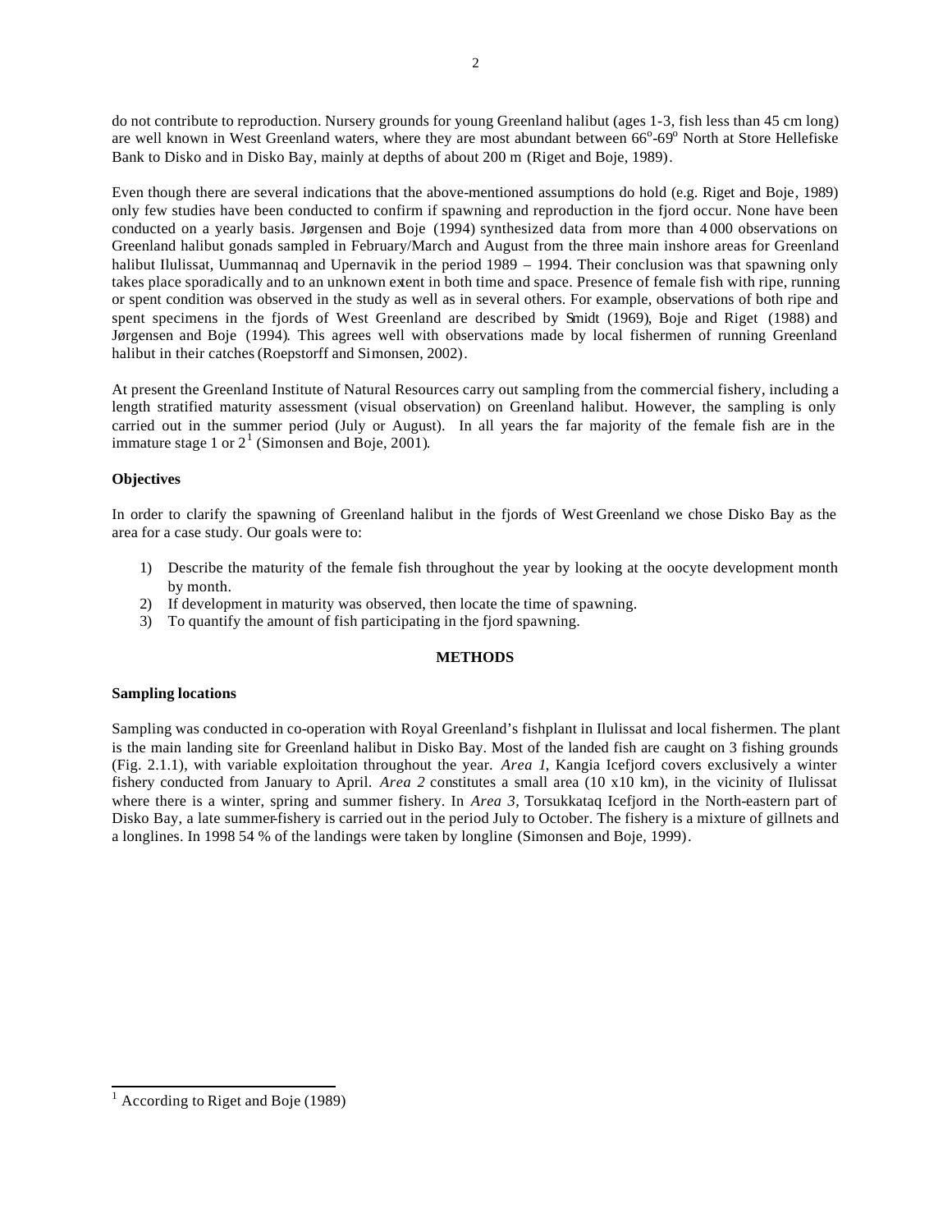do not contribute to reproduction. Nursery grounds for young Greenland halibut (ages 1-3, fish less than 45 cm long) are well known in West Greenland waters, where they are most abundant between $66^{o}$-$69^{o}$ North at Store Hellefiske Bank to Disko and in Disko Bay, mainly at depths of about 200 m (Riget and Boje, 1989).

Even though there are several indications that the above-mentioned assumptions do hold (e.g. Riget and Boje, 1989) only few studies have been conducted to confirm if spawning and reproduction in the fjord occur. None have been conducted on a yearly basis. Jørgensen and Boje (1994) synthesized data from more than 4 000 observations on Greenland halibut gonads sampled in February/March and August from the three main inshore areas for Greenland halibut Ilulissat, Uummannaq and Upernavik in the period 1989 – 1994. Their conclusion was that spawning only takes place sporadically and to an unknown extent in both time and space. Presence of female fish with ripe, running or spent condition was observed in the study as well as in several others. For example, observations of both ripe and spent specimens in the fjords of West Greenland are described by Smidt (1969), Boje and Riget (1988) and Jørgensen and Boje (1994). This agrees well with observations made by local fishermen of running Greenland halibut in their catches (Roepstorff and Simonsen, 2002).

At present the Greenland Institute of Natural Resources carry out sampling from the commercial fishery, including a length stratified maturity assessment (visual observation) on Greenland halibut. However, the sampling is only carried out in the summer period (July or August). In all years the far majority of the female fish are in the immature stage 1 or 2[1] (Simonsen and Boje, 2001).

**Objectives**

In order to clarify the spawning of Greenland halibut in the fjords of West Greenland we chose Disko Bay as the area for a case study. Our goals were to:

1) Describe the maturity of the female fish throughout the year by looking at the oocyte development month by month.
2) If development in maturity was observed, then locate the time of spawning.
3) To quantify the amount of fish participating in the fjord spawning.

## METHODS

**Sampling locations**

Sampling was conducted in co-operation with Royal Greenland's fishplant in Ilulissat and local fishermen. The plant is the main landing site for Greenland halibut in Disko Bay. Most of the landed fish are caught on 3 fishing grounds (Fig. 2.1.1), with variable exploitation throughout the year. *Area 1*, Kangia Icefjord covers exclusively a winter fishery conducted from January to April. *Area 2* constitutes a small area (10 x10 km), in the vicinity of Ilulissat where there is a winter, spring and summer fishery. In *Area 3*, Torsukkataq Icefjord in the North-eastern part of Disko Bay, a late summer-fishery is carried out in the period July to October. The fishery is a mixture of gillnets and a longlines. In 1998 54 % of the landings were taken by longline (Simonsen and Boje, 1999).

[1] According to Riget and Boje (1989)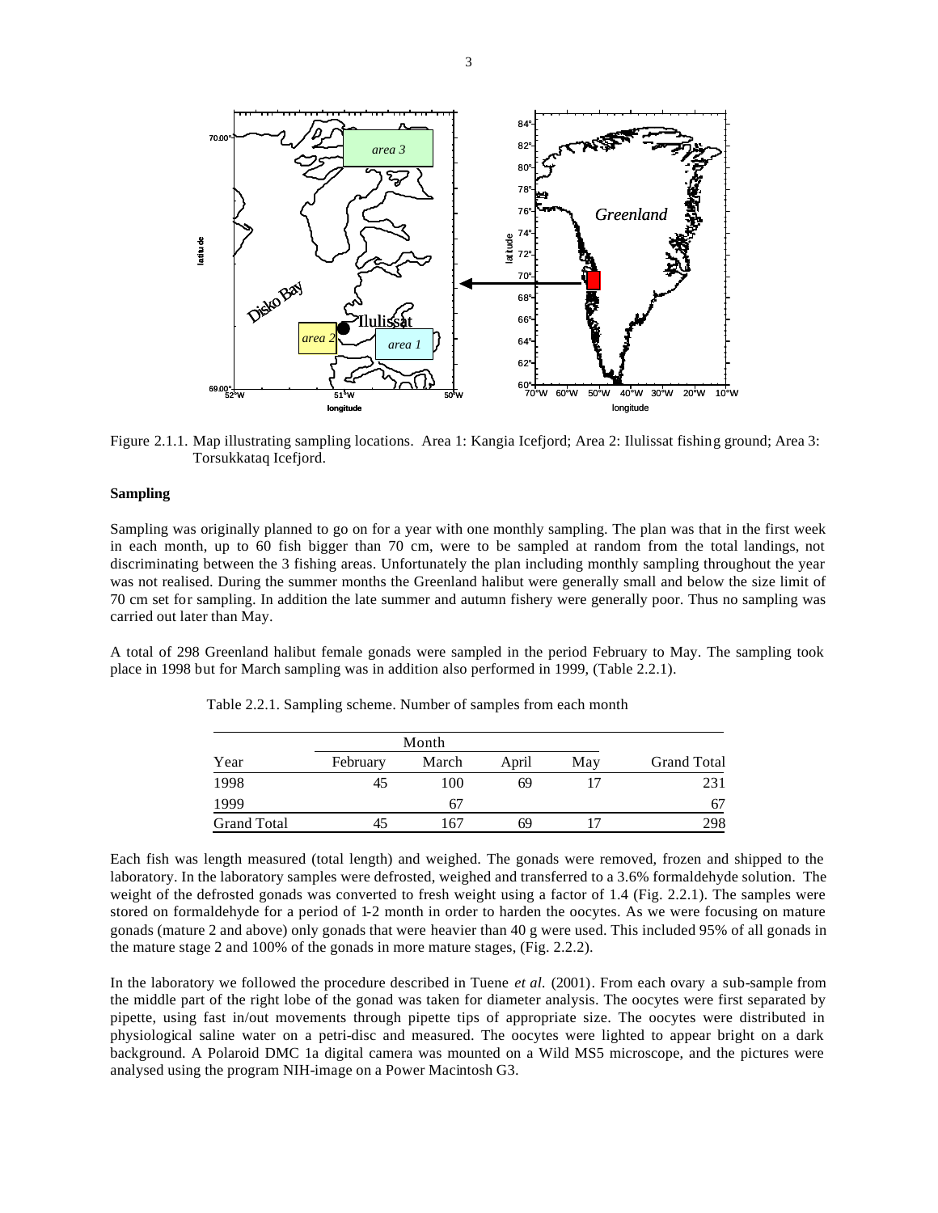Figure 2.1.1. Map illustrating sampling locations. Area 1: Kangia Icefjord; Area 2: Ilulissat fishing ground; Area 3: Torsukkataq Icefjord.

**Sampling**

Sampling was originally planned to go on for a year with one monthly sampling. The plan was that in the first week in each month, up to 60 fish bigger than 70 cm, were to be sampled at random from the total landings, not discriminating between the 3 fishing areas. Unfortunately the plan including monthly sampling throughout the year was not realised. During the summer months the Greenland halibut were generally small and below the size limit of 70 cm set for sampling. In addition the late summer and autumn fishery were generally poor. Thus no sampling was carried out later than May.

A total of 298 Greenland halibut female gonads were sampled in the period February to May. The sampling took place in 1998 but for March sampling was in addition also performed in 1999, (Table 2.2.1).

Table 2.2.1. Sampling scheme. Number of samples from each month

| | Month | | | | |
|---|---|---|---|---|---|
| Year | February | March | April | May | Grand Total |
| 1998 | 45 | 100 | 69 | 17 | 231 |
| 1999 | | 67 | | | 67 |
| Grand Total | 45 | 167 | 69 | 17 | 298 |

Each fish was length measured (total length) and weighed. The gonads were removed, frozen and shipped to the laboratory. In the laboratory samples were defrosted, weighed and transferred to a 3.6% formaldehyde solution. The weight of the defrosted gonads was converted to fresh weight using a factor of 1.4 (Fig. 2.2.1). The samples were stored on formaldehyde for a period of 1-2 month in order to harden the oocytes. As we were focusing on mature gonads (mature 2 and above) only gonads that were heavier than 40 g were used. This included 95% of all gonads in the mature stage 2 and 100% of the gonads in more mature stages, (Fig. 2.2.2).

In the laboratory we followed the procedure described in Tuene *et al.* (2001). From each ovary a sub-sample from the middle part of the right lobe of the gonad was taken for diameter analysis. The oocytes were first separated by pipette, using fast in/out movements through pipette tips of appropriate size. The oocytes were distributed in physiological saline water on a petri-disc and measured. The oocytes were lighted to appear bright on a dark background. A Polaroid DMC 1a digital camera was mounted on a Wild MS5 microscope, and the pictures were analysed using the program NIH-image on a Power Macintosh G3.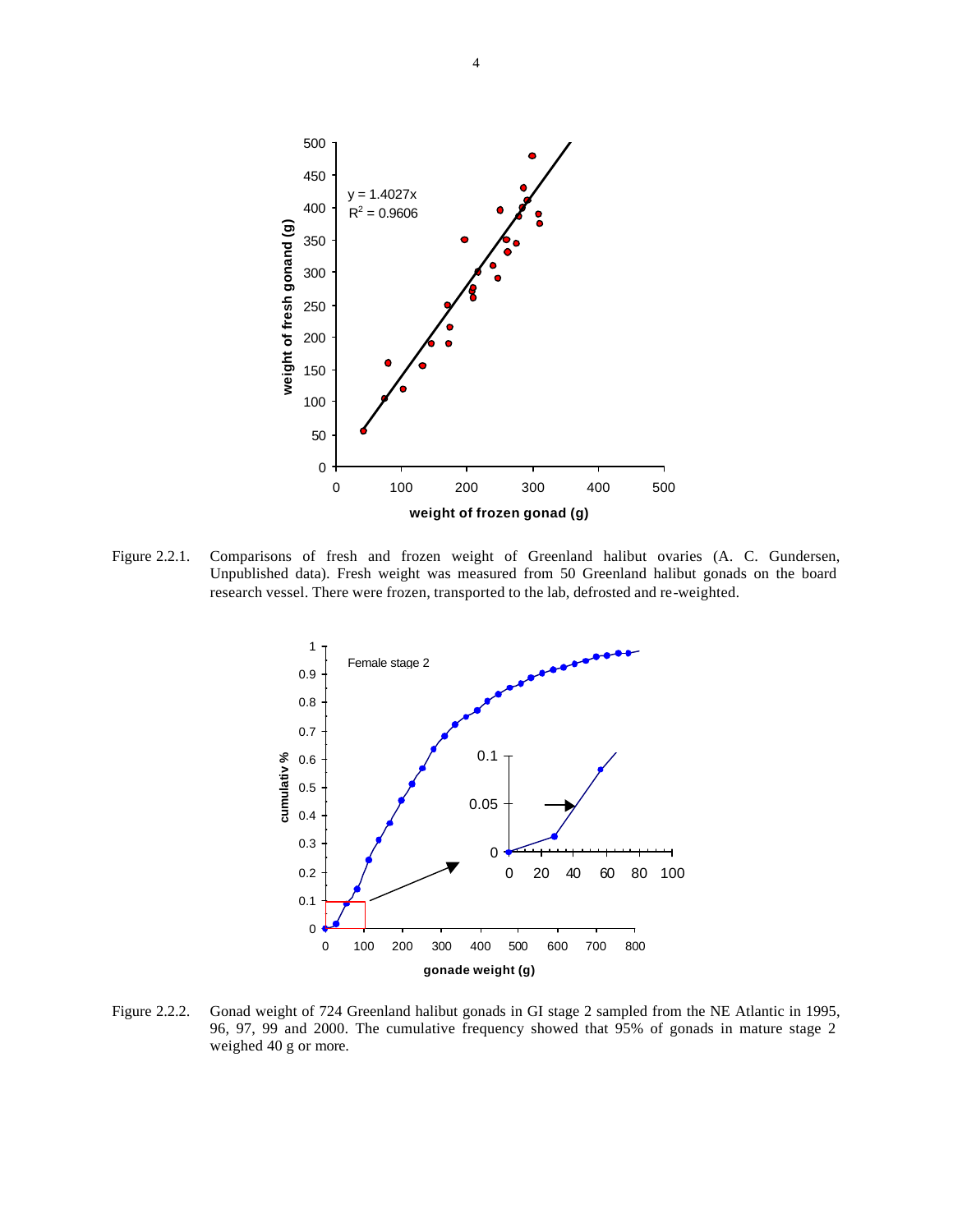Figure 2.2.1. Comparisons of fresh and frozen weight of Greenland halibut ovaries (A. C. Gundersen, Unpublished data). Fresh weight was measured from 50 Greenland halibut gonads on the board research vessel. There were frozen, transported to the lab, defrosted and re-weighted.

Figure 2.2.2. Gonad weight of 724 Greenland halibut gonads in GI stage 2 sampled from the NE Atlantic in 1995, 96, 97, 99 and 2000. The cumulative frequency showed that 95% of gonads in mature stage 2 weighed 40 g or more.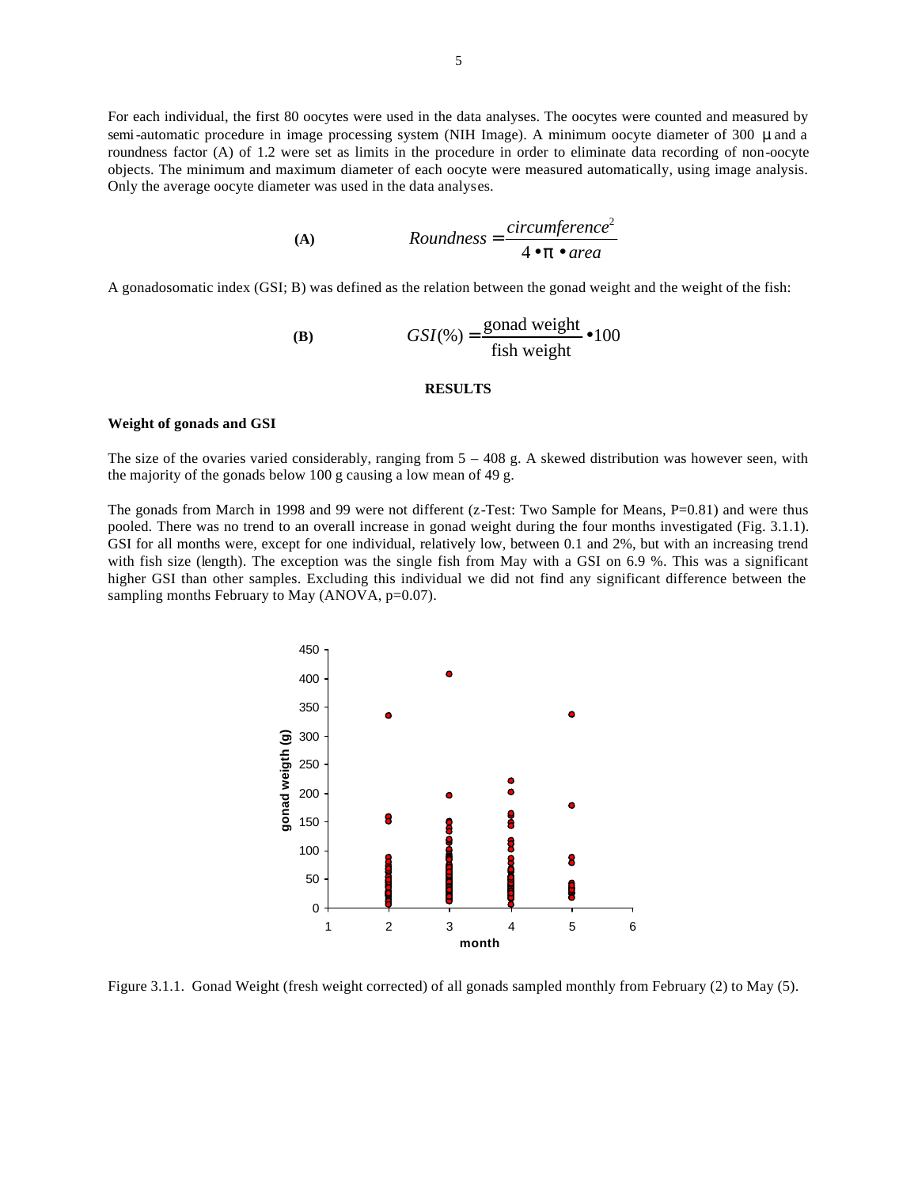For each individual, the first 80 oocytes were used in the data analyses. The oocytes were counted and measured by semi-automatic procedure in image processing system (NIH Image). A minimum oocyte diameter of 300 μ and a roundness factor (A) of 1.2 were set as limits in the procedure in order to eliminate data recording of non-oocyte objects. The minimum and maximum diameter of each oocyte were measured automatically, using image analysis. Only the average oocyte diameter was used in the data analyses.

**(A)**

$$Roundness = \frac{circumference^2}{4 \cdot \pi \cdot area}$$

A gonadosomatic index (GSI; B) was defined as the relation between the gonad weight and the weight of the fish:

**(B)**

$$GSI(\%) = \frac{\text{gonad weight}}{\text{fish weight}} \cdot 100$$

## RESULTS

### Weight of gonads and GSI

The size of the ovaries varied considerably, ranging from 5 – 408 g. A skewed distribution was however seen, with the majority of the gonads below 100 g causing a low mean of 49 g.

The gonads from March in 1998 and 99 were not different (z-Test: Two Sample for Means, P=0.81) and were thus pooled. There was no trend to an overall increase in gonad weight during the four months investigated (Fig. 3.1.1). GSI for all months were, except for one individual, relatively low, between 0.1 and 2%, but with an increasing trend with fish size (length). The exception was the single fish from May with a GSI on 6.9 %. This was a significant higher GSI than other samples. Excluding this individual we did not find any significant difference between the sampling months February to May (ANOVA, p=0.07).

Figure 3.1.1. Gonad Weight (fresh weight corrected) of all gonads sampled monthly from February (2) to May (5).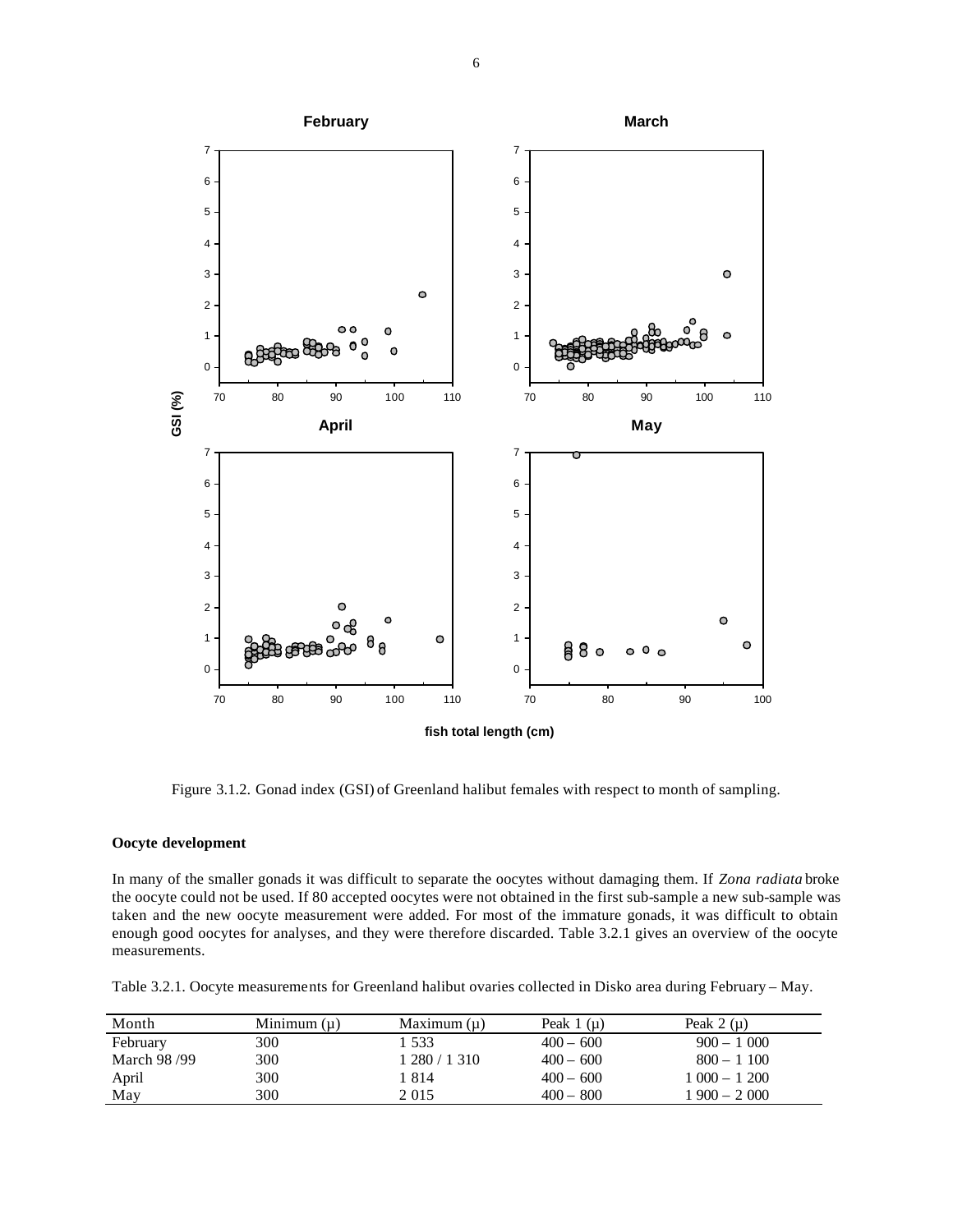Figure 3.1.2. Gonad index (GSI) of Greenland halibut females with respect to month of sampling.

### Oocyte development

In many of the smaller gonads it was difficult to separate the oocytes without damaging them. If *Zona radiata* broke the oocyte could not be used. If 80 accepted oocytes were not obtained in the first sub-sample a new sub-sample was taken and the new oocyte measurement were added. For most of the immature gonads, it was difficult to obtain enough good oocytes for analyses, and they were therefore discarded. Table 3.2.1 gives an overview of the oocyte measurements.

Table 3.2.1. Oocyte measurements for Greenland halibut ovaries collected in Disko area during February – May.

| Month | Minimum (µ) | Maximum (µ) | Peak 1 (µ) | Peak 2 (µ) |
|---|---|---|---|---|
| February | 300 | 1 533 | 400 – 600 | 900 – 1 000 |
| March 98 /99 | 300 | 1 280 / 1 310 | 400 – 600 | 800 – 1 100 |
| April | 300 | 1 814 | 400 – 600 | 1 000 – 1 200 |
| May | 300 | 2 015 | 400 – 800 | 1 900 – 2 000 |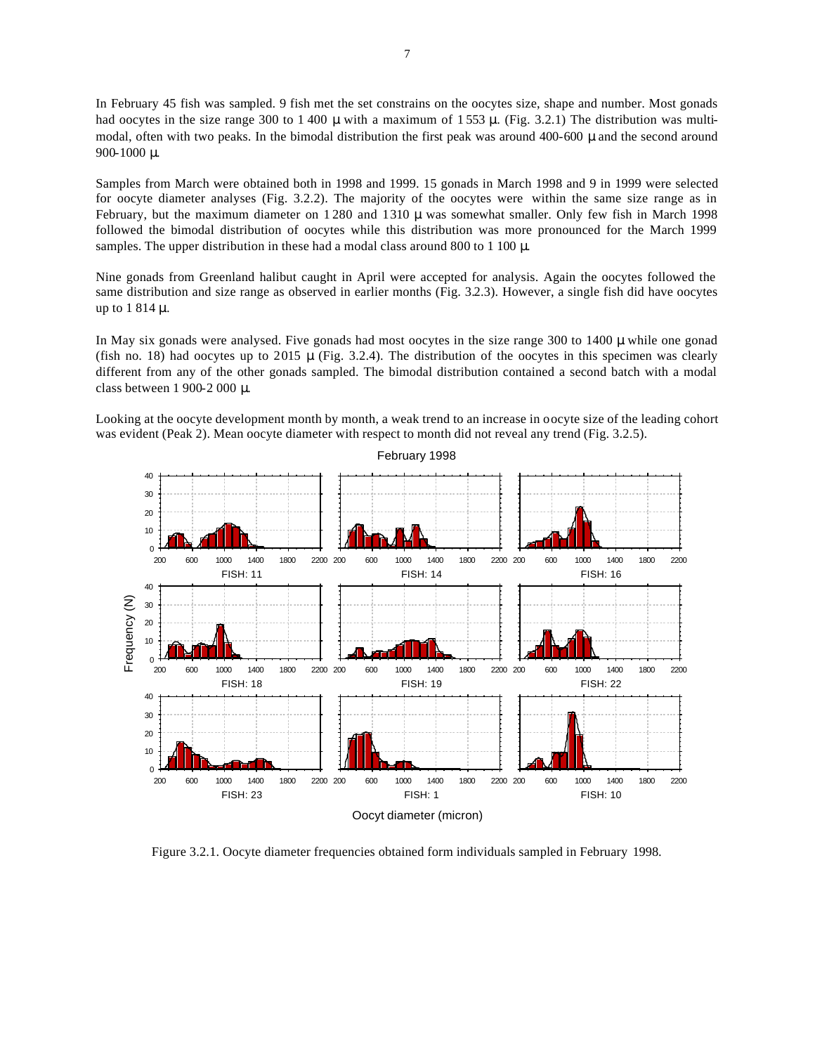In February 45 fish was sampled. 9 fish met the set constrains on the oocytes size, shape and number. Most gonads had oocytes in the size range 300 to 1 400 µ with a maximum of 1 553 µ. (Fig. 3.2.1) The distribution was multi-modal, often with two peaks. In the bimodal distribution the first peak was around 400-600 µ and the second around 900-1000 µ.

Samples from March were obtained both in 1998 and 1999. 15 gonads in March 1998 and 9 in 1999 were selected for oocyte diameter analyses (Fig. 3.2.2). The majority of the oocytes were within the same size range as in February, but the maximum diameter on 1 280 and 1 310 µ was somewhat smaller. Only few fish in March 1998 followed the bimodal distribution of oocytes while this distribution was more pronounced for the March 1999 samples. The upper distribution in these had a modal class around 800 to 1 100 µ.

Nine gonads from Greenland halibut caught in April were accepted for analysis. Again the oocytes followed the same distribution and size range as observed in earlier months (Fig. 3.2.3). However, a single fish did have oocytes up to 1 814 µ.

In May six gonads were analysed. Five gonads had most oocytes in the size range 300 to 1400 µ while one gonad (fish no. 18) had oocytes up to 2015 µ (Fig. 3.2.4). The distribution of the oocytes in this specimen was clearly different from any of the other gonads sampled. The bimodal distribution contained a second batch with a modal class between 1 900-2 000 µ.

Looking at the oocyte development month by month, a weak trend to an increase in oocyte size of the leading cohort was evident (Peak 2). Mean oocyte diameter with respect to month did not reveal any trend (Fig. 3.2.5).

Figure 3.2.1. Oocyte diameter frequencies obtained form individuals sampled in February 1998.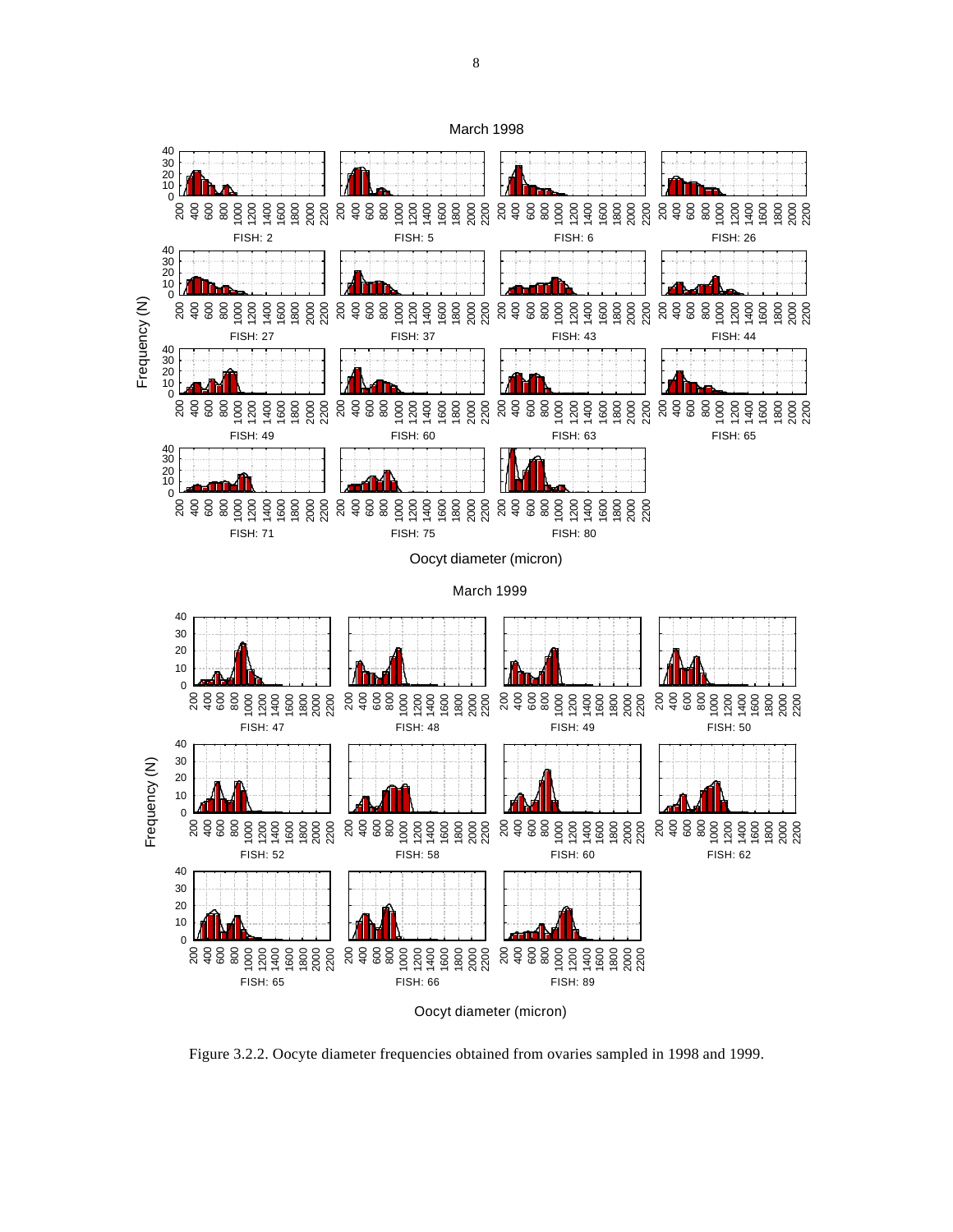Figure 3.2.2. Oocyte diameter frequencies obtained from ovaries sampled in 1998 and 1999.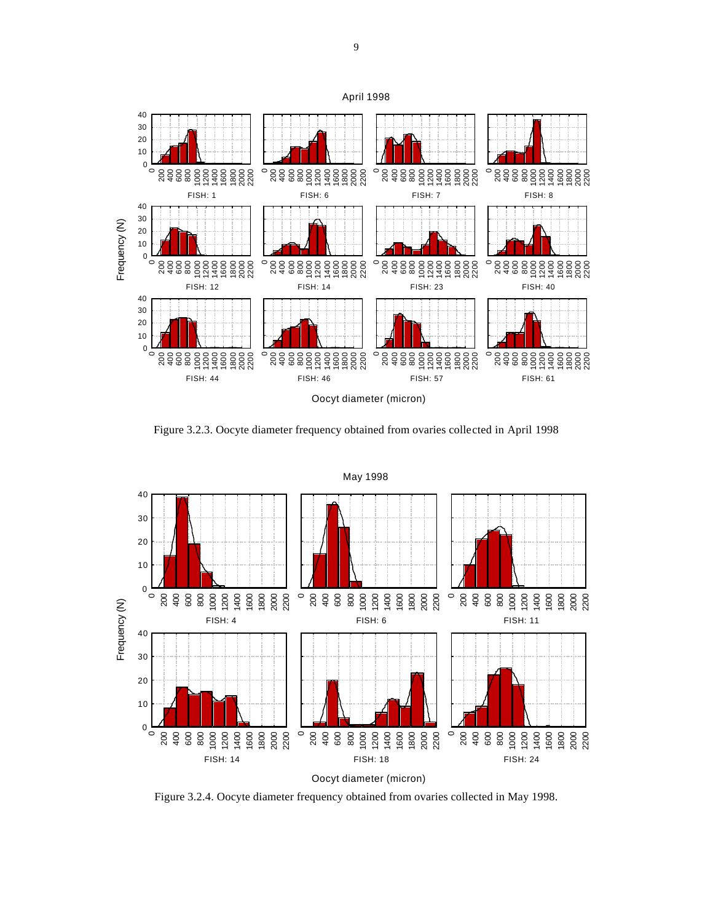Figure 3.2.3. Oocyte diameter frequency obtained from ovaries collected in April 1998

Figure 3.2.4. Oocyte diameter frequency obtained from ovaries collected in May 1998.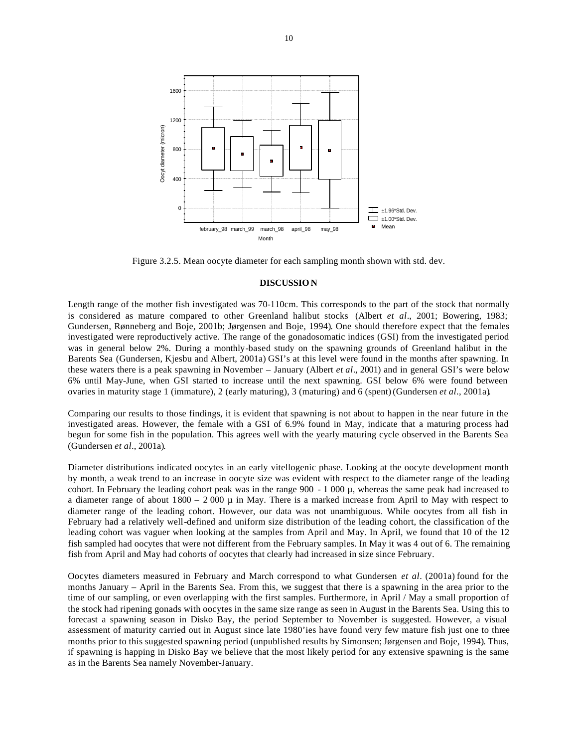Figure 3.2.5. Mean oocyte diameter for each sampling month shown with std. dev.

## DISCUSSION

Length range of the mother fish investigated was 70-110cm. This corresponds to the part of the stock that normally is considered as mature compared to other Greenland halibut stocks (Albert *et al*., 2001; Bowering, 1983; Gundersen, Rønneberg and Boje, 2001b; Jørgensen and Boje, 1994). One should therefore expect that the females investigated were reproductively active. The range of the gonadosomatic indices (GSI) from the investigated period was in general below 2%. During a monthly-based study on the spawning grounds of Greenland halibut in the Barents Sea (Gundersen, Kjesbu and Albert, 2001a) GSI's at this level were found in the months after spawning. In these waters there is a peak spawning in November – January (Albert *et al*., 2001) and in general GSI's were below 6% until May-June, when GSI started to increase until the next spawning. GSI below 6% were found between ovaries in maturity stage 1 (immature), 2 (early maturing), 3 (maturing) and 6 (spent) (Gundersen *et al*., 2001a).

Comparing our results to those findings, it is evident that spawning is not about to happen in the near future in the investigated areas. However, the female with a GSI of 6.9% found in May, indicate that a maturing process had begun for some fish in the population. This agrees well with the yearly maturing cycle observed in the Barents Sea (Gundersen *et al*., 2001a).

Diameter distributions indicated oocytes in an early vitellogenic phase. Looking at the oocyte development month by month, a weak trend to an increase in oocyte size was evident with respect to the diameter range of the leading cohort. In February the leading cohort peak was in the range 900 - 1 000 µ, whereas the same peak had increased to a diameter range of about 1800 – 2 000 µ in May. There is a marked increase from April to May with respect to diameter range of the leading cohort. However, our data was not unambiguous. While oocytes from all fish in February had a relatively well-defined and uniform size distribution of the leading cohort, the classification of the leading cohort was vaguer when looking at the samples from April and May. In April, we found that 10 of the 12 fish sampled had oocytes that were not different from the February samples. In May it was 4 out of 6. The remaining fish from April and May had cohorts of oocytes that clearly had increased in size since February.

Oocytes diameters measured in February and March correspond to what Gundersen *et al*. (2001a) found for the months January – April in the Barents Sea. From this, we suggest that there is a spawning in the area prior to the time of our sampling, or even overlapping with the first samples. Furthermore, in April / May a small proportion of the stock had ripening gonads with oocytes in the same size range as seen in August in the Barents Sea. Using this to forecast a spawning season in Disko Bay, the period September to November is suggested. However, a visual assessment of maturity carried out in August since late 1980'ies have found very few mature fish just one to three months prior to this suggested spawning period (unpublished results by Simonsen; Jørgensen and Boje, 1994). Thus, if spawning is happing in Disko Bay we believe that the most likely period for any extensive spawning is the same as in the Barents Sea namely November-January.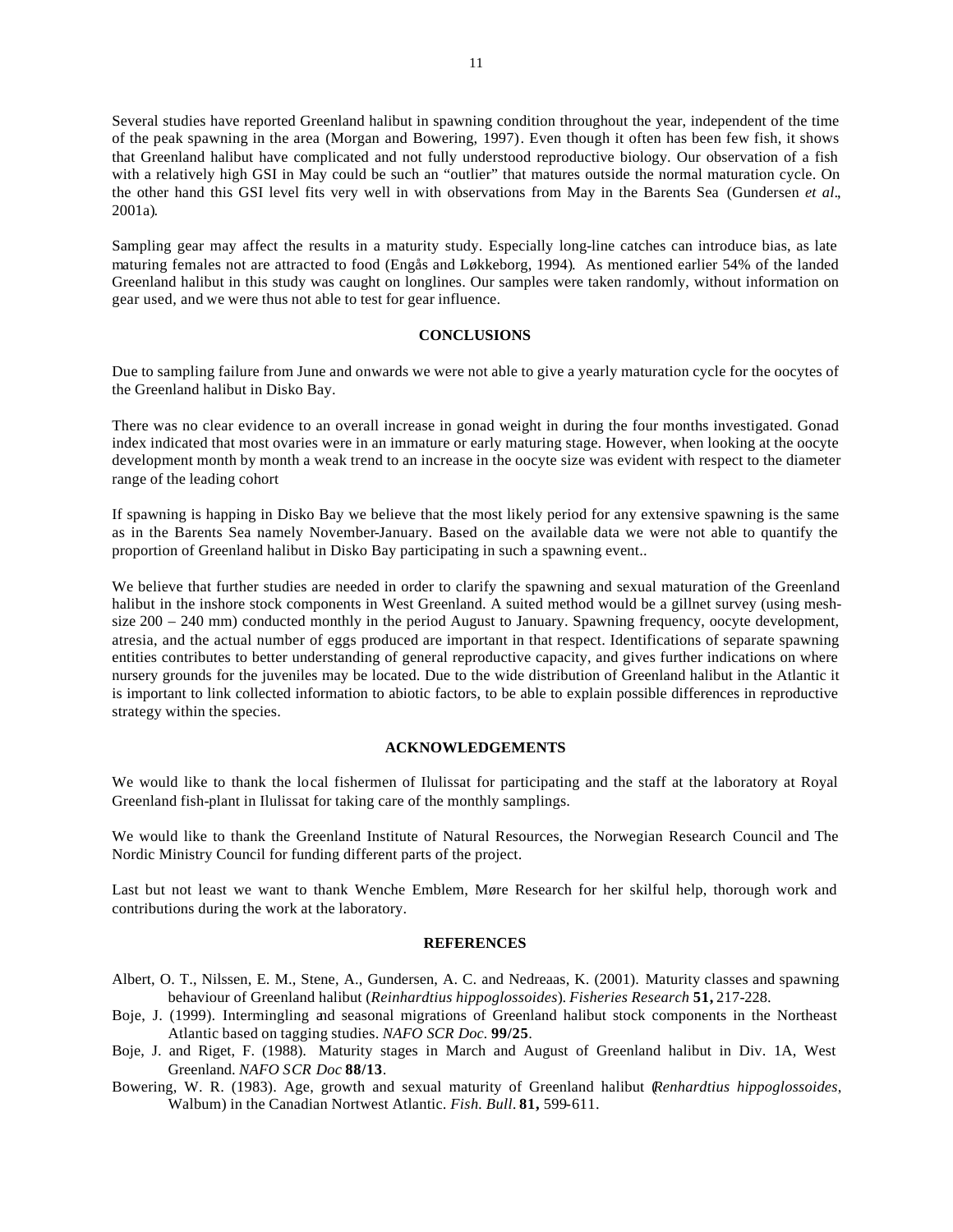Several studies have reported Greenland halibut in spawning condition throughout the year, independent of the time of the peak spawning in the area (Morgan and Bowering, 1997). Even though it often has been few fish, it shows that Greenland halibut have complicated and not fully understood reproductive biology. Our observation of a fish with a relatively high GSI in May could be such an "outlier" that matures outside the normal maturation cycle. On the other hand this GSI level fits very well in with observations from May in the Barents Sea (Gundersen *et al*., 2001a).

Sampling gear may affect the results in a maturity study. Especially long-line catches can introduce bias, as late maturing females not are attracted to food (Engås and Løkkeborg, 1994). As mentioned earlier 54% of the landed Greenland halibut in this study was caught on longlines. Our samples were taken randomly, without information on gear used, and we were thus not able to test for gear influence.

## CONCLUSIONS

Due to sampling failure from June and onwards we were not able to give a yearly maturation cycle for the oocytes of the Greenland halibut in Disko Bay.

There was no clear evidence to an overall increase in gonad weight in during the four months investigated. Gonad index indicated that most ovaries were in an immature or early maturing stage. However, when looking at the oocyte development month by month a weak trend to an increase in the oocyte size was evident with respect to the diameter range of the leading cohort

If spawning is happing in Disko Bay we believe that the most likely period for any extensive spawning is the same as in the Barents Sea namely November-January. Based on the available data we were not able to quantify the proportion of Greenland halibut in Disko Bay participating in such a spawning event..

We believe that further studies are needed in order to clarify the spawning and sexual maturation of the Greenland halibut in the inshore stock components in West Greenland. A suited method would be a gillnet survey (using mesh-size 200 – 240 mm) conducted monthly in the period August to January. Spawning frequency, oocyte development, atresia, and the actual number of eggs produced are important in that respect. Identifications of separate spawning entities contributes to better understanding of general reproductive capacity, and gives further indications on where nursery grounds for the juveniles may be located. Due to the wide distribution of Greenland halibut in the Atlantic it is important to link collected information to abiotic factors, to be able to explain possible differences in reproductive strategy within the species.

## ACKNOWLEDGEMENTS

We would like to thank the local fishermen of Ilulissat for participating and the staff at the laboratory at Royal Greenland fish-plant in Ilulissat for taking care of the monthly samplings.

We would like to thank the Greenland Institute of Natural Resources, the Norwegian Research Council and The Nordic Ministry Council for funding different parts of the project.

Last but not least we want to thank Wenche Emblem, Møre Research for her skilful help, thorough work and contributions during the work at the laboratory.

## REFERENCES

Albert, O. T., Nilssen, E. M., Stene, A., Gundersen, A. C. and Nedreaas, K. (2001). Maturity classes and spawning behaviour of Greenland halibut (*Reinhardtius hippoglossoides*). *Fisheries Research* **51,** 217-228.

Boje, J. (1999). Intermingling and seasonal migrations of Greenland halibut stock components in the Northeast Atlantic based on tagging studies. *NAFO SCR Doc.* **99/25**.

Boje, J. and Riget, F. (1988). Maturity stages in March and August of Greenland halibut in Div. 1A, West Greenland. *NAFO SCR Doc* **88/13**.

Bowering, W. R. (1983). Age, growth and sexual maturity of Greenland halibut (*Renhardtius hippoglossoides*, Walbum) in the Canadian Nortwest Atlantic. *Fish. Bull*. **81,** 599-611.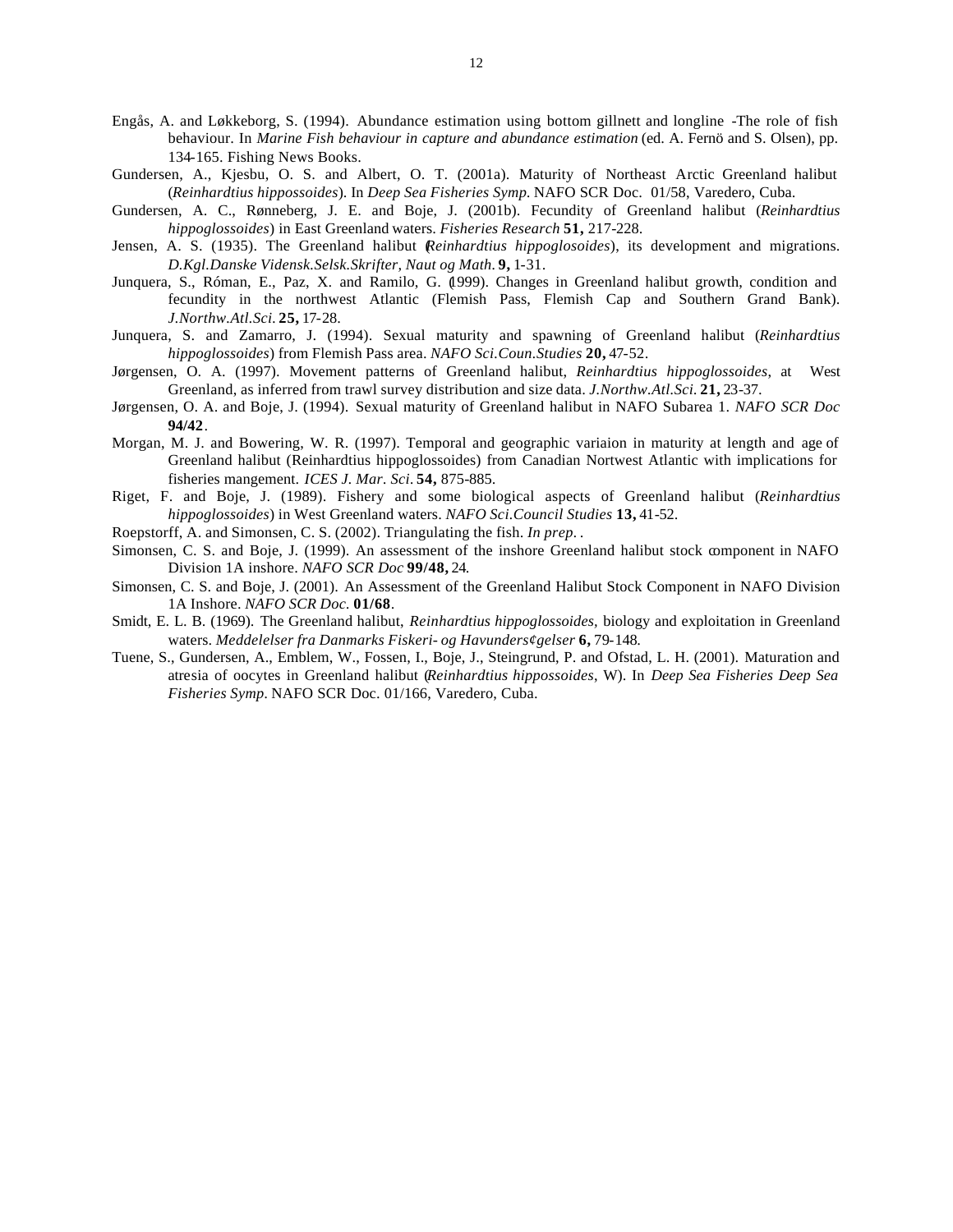Engås, A. and Løkkeborg, S. (1994). Abundance estimation using bottom gillnett and longline -The role of fish behaviour. In *Marine Fish behaviour in capture and abundance estimation* (ed. A. Fernö and S. Olsen), pp. 134-165. Fishing News Books.

Gundersen, A., Kjesbu, O. S. and Albert, O. T. (2001a). Maturity of Northeast Arctic Greenland halibut (*Reinhardtius hippossoides*). In *Deep Sea Fisheries Symp.* NAFO SCR Doc. 01/58, Varedero, Cuba.

Gundersen, A. C., Rønneberg, J. E. and Boje, J. (2001b). Fecundity of Greenland halibut (*Reinhardtius hippoglossoides*) in East Greenland waters. *Fisheries Research* **51,** 217-228.

Jensen, A. S. (1935). The Greenland halibut (*Reinhardtius hippoglosoides*), its development and migrations. *D.Kgl.Danske Vidensk.Selsk.Skrifter, Naut og Math.* **9,** 1-31.

Junquera, S., Róman, E., Paz, X. and Ramilo, G. (1999). Changes in Greenland halibut growth, condition and fecundity in the northwest Atlantic (Flemish Pass, Flemish Cap and Southern Grand Bank). *J.Northw.Atl.Sci.* **25,** 17-28.

Junquera, S. and Zamarro, J. (1994). Sexual maturity and spawning of Greenland halibut (*Reinhardtius hippoglossoides*) from Flemish Pass area. *NAFO Sci.Coun.Studies* **20,** 47-52.

Jørgensen, O. A. (1997). Movement patterns of Greenland halibut, *Reinhardtius hippoglossoides*, at West Greenland, as inferred from trawl survey distribution and size data. *J.Northw.Atl.Sci.* **21,** 23-37.

Jørgensen, O. A. and Boje, J. (1994). Sexual maturity of Greenland halibut in NAFO Subarea 1. *NAFO SCR Doc* **94/42**.

Morgan, M. J. and Bowering, W. R. (1997). Temporal and geographic variaion in maturity at length and age of Greenland halibut (Reinhardtius hippoglossoides) from Canadian Nortwest Atlantic with implications for fisheries mangement. *ICES J. Mar. Sci.* **54,** 875-885.

Riget, F. and Boje, J. (1989). Fishery and some biological aspects of Greenland halibut (*Reinhardtius hippoglossoides*) in West Greenland waters. *NAFO Sci.Council Studies* **13,** 41-52.

Roepstorff, A. and Simonsen, C. S. (2002). Triangulating the fish. *In prep.* .

Simonsen, C. S. and Boje, J. (1999). An assessment of the inshore Greenland halibut stock component in NAFO Division 1A inshore. *NAFO SCR Doc* **99/48,** 24.

Simonsen, C. S. and Boje, J. (2001). An Assessment of the Greenland Halibut Stock Component in NAFO Division 1A Inshore. *NAFO SCR Doc.* **01/68**.

Smidt, E. L. B. (1969). The Greenland halibut, *Reinhardtius hippoglossoides,* biology and exploitation in Greenland waters. *Meddelelser fra Danmarks Fiskeri- og Havunders¢gelser* **6,** 79-148.

Tuene, S., Gundersen, A., Emblem, W., Fossen, I., Boje, J., Steingrund, P. and Ofstad, L. H. (2001). Maturation and atresia of oocytes in Greenland halibut (*Reinhardtius hippossoides*, W). In *Deep Sea Fisheries Deep Sea Fisheries Symp.* NAFO SCR Doc. 01/166, Varedero, Cuba.